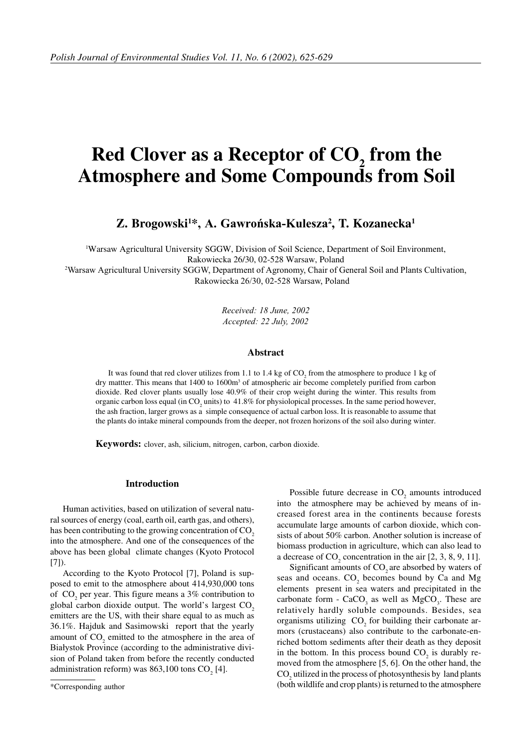# Red Clover as a Receptor of $CO_2$ from the Atmosphere and Some Compounds from Soil

**Z. Brogowski[1]*, A. Gawrońska-Kulesza[2], T. Kozanecka[1]**

[1]Warsaw Agricultural University SGGW, Division of Soil Science, Department of Soil Environment, Rakowiecka 26/30, 02-528 Warsaw, Poland

[2]Warsaw Agricultural University SGGW, Department of Agronomy, Chair of General Soil and Plants Cultivation, Rakowiecka 26/30, 02-528 Warsaw, Poland

*Received: 18 June, 2002*
*Accepted: 22 July, 2002*

### Abstract

It was found that red clover utilizes from 1.1 to 1.4 kg of $CO_2$ from the atmosphere to produce 1 kg of dry mattter. This means that 1400 to 1600m³ of atmospheric air become completely purified from carbon dioxide. Red clover plants usually lose 40.9% of their crop weight during the winter. This results from organic carbon loss equal (in $CO_2$ units) to 41.8% for physiolopical processes. In the same period however, the ash fraction, larger grows as a simple consequence of actual carbon loss. It is reasonable to assume that the plants do intake mineral compounds from the deeper, not frozen horizons of the soil also during winter.

**Keywords:** clover, ash, silicium, nitrogen, carbon, carbon dioxide.

## Introduction

Human activities, based on utilization of several natural sources of energy (coal, earth oil, earth gas, and others), has been contributing to the growing concentration of $CO_2$ into the atmosphere. And one of the consequences of the above has been global climate changes (Kyoto Protocol [7]).

According to the Kyoto Protocol [7], Poland is supposed to emit to the atmosphere about 414,930,000 tons of $CO_2$ per year. This figure means a 3% contribution to global carbon dioxide output. The world's largest $CO_2$ emitters are the US, with their share equal to as much as 36.1%. Hajduk and Sasimowski report that the yearly amount of $CO_2$ emitted to the atmosphere in the area of Białystok Province (according to the administrative division of Poland taken from before the recently conducted administration reform) was 863,100 tons $CO_2$ [4].

Possible future decrease in $CO_2$ amounts introduced into the atmosphere may be achieved by means of increased forest area in the continents because forests accumulate large amounts of carbon dioxide, which consists of about 50% carbon. Another solution is increase of biomass production in agriculture, which can also lead to a decrease of $CO_2$ concentration in the air [2, 3, 8, 9, 11].

Significant amounts of $CO_2$ are absorbed by waters of seas and oceans. $CO_2$ becomes bound by Ca and Mg elements present in sea waters and precipitated in the carbonate form - $CaCO_3$ as well as $MgCO_3$. These are relatively hardly soluble compounds. Besides, sea organisms utilizing $CO_2$ for building their carbonate armors (crustaceans) also contribute to the carbonate-enriched bottom sediments after their death as they deposit in the bottom. In this process bound $CO_2$ is durably removed from the atmosphere [5, 6]. On the other hand, the $CO_2$ utilized in the process of photosynthesis by land plants (both wildlife and crop plants) is returned to the atmosphere

*Corresponding author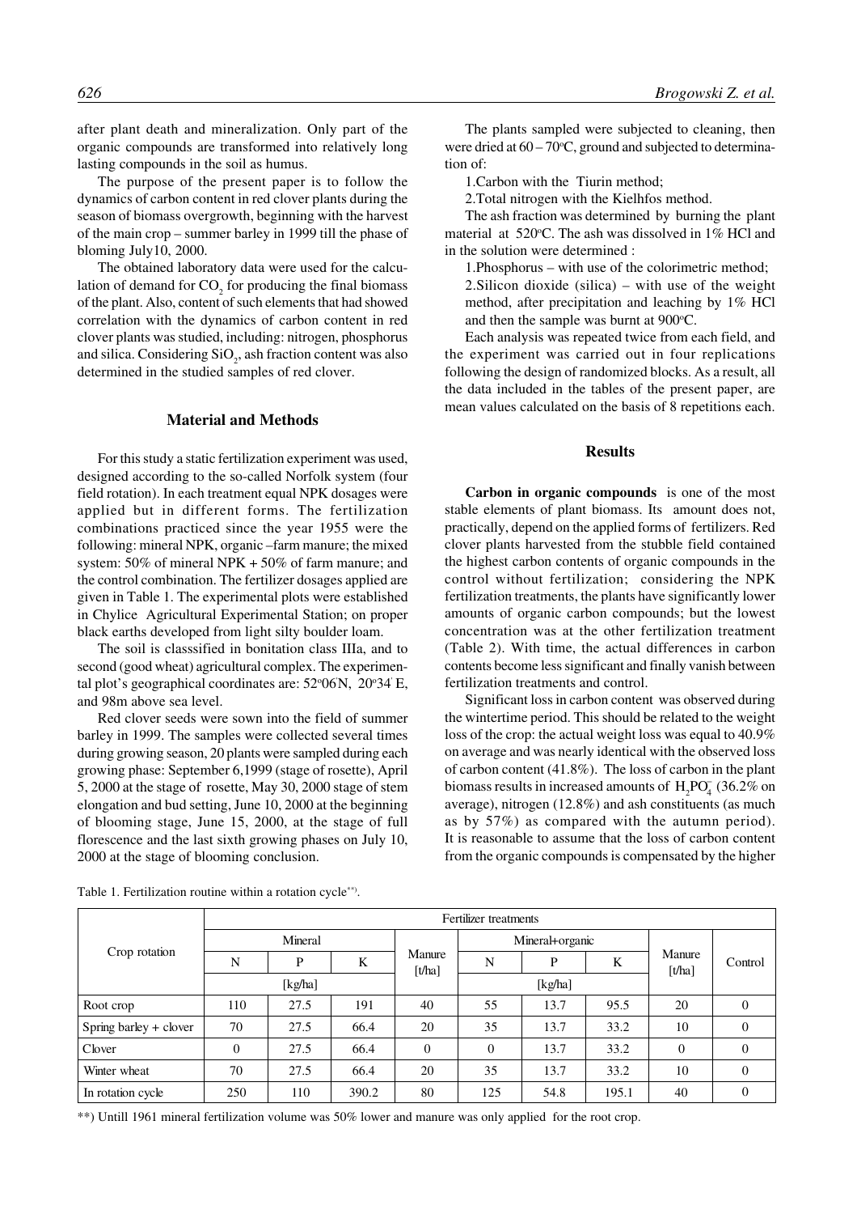after plant death and mineralization. Only part of the organic compounds are transformed into relatively long lasting compounds in the soil as humus.

The purpose of the present paper is to follow the dynamics of carbon content in red clover plants during the season of biomass overgrowth, beginning with the harvest of the main crop – summer barley in 1999 till the phase of bloming July10, 2000.

The obtained laboratory data were used for the calculation of demand for $CO_2$ for producing the final biomass of the plant. Also, content of such elements that had showed correlation with the dynamics of carbon content in red clover plants was studied, including: nitrogen, phosphorus and silica. Considering $SiO_2$, ash fraction content was also determined in the studied samples of red clover.

## Material and Methods

For this study a static fertilization experiment was used, designed according to the so-called Norfolk system (four field rotation). In each treatment equal NPK dosages were applied but in different forms. The fertilization combinations practiced since the year 1955 were the following: mineral NPK, organic –farm manure; the mixed system: 50% of mineral NPK + 50% of farm manure; and the control combination. The fertilizer dosages applied are given in Table 1. The experimental plots were established in Chylice Agricultural Experimental Station; on proper black earths developed from light silty boulder loam.

The soil is classsified in bonitation class IIIa, and to second (good wheat) agricultural complex. The experimental plot's geographical coordinates are: 52°06'N, 20°34' E, and 98m above sea level.

Red clover seeds were sown into the field of summer barley in 1999. The samples were collected several times during growing season, 20 plants were sampled during each growing phase: September 6,1999 (stage of rosette), April 5, 2000 at the stage of rosette, May 30, 2000 stage of stem elongation and bud setting, June 10, 2000 at the beginning of blooming stage, June 15, 2000, at the stage of full florescence and the last sixth growing phases on July 10, 2000 at the stage of blooming conclusion.

The plants sampled were subjected to cleaning, then were dried at 60 – 70°C, ground and subjected to determination of:

1.Carbon with the Tiurin method;

2.Total nitrogen with the Kielhfos method.

The ash fraction was determined by burning the plant material at 520°C. The ash was dissolved in 1% HCl and in the solution were determined :

1.Phosphorus – with use of the colorimetric method;

2.Silicon dioxide (silica) – with use of the weight method, after precipitation and leaching by 1% HCl and then the sample was burnt at 900°C.

Each analysis was repeated twice from each field, and the experiment was carried out in four replications following the design of randomized blocks. As a result, all the data included in the tables of the present paper, are mean values calculated on the basis of 8 repetitions each.

## Results

**Carbon in organic compounds** is one of the most stable elements of plant biomass. Its amount does not, practically, depend on the applied forms of fertilizers. Red clover plants harvested from the stubble field contained the highest carbon contents of organic compounds in the control without fertilization; considering the NPK fertilization treatments, the plants have significantly lower amounts of organic carbon compounds; but the lowest concentration was at the other fertilization treatment (Table 2). With time, the actual differences in carbon contents become less significant and finally vanish between fertilization treatments and control.

Significant loss in carbon content was observed during the wintertime period. This should be related to the weight loss of the crop: the actual weight loss was equal to 40.9% on average and was nearly identical with the observed loss of carbon content (41.8%). The loss of carbon in the plant biomass results in increased amounts of $H_2PO_4^-$ (36.2% on average), nitrogen (12.8%) and ash constituents (as much as by 57%) as compared with the autumn period). It is reasonable to assume that the loss of carbon content from the organic compounds is compensated by the higher

Table 1. Fertilization routine within a rotation cycle**).

| Crop rotation | Fertilizer treatments | | | | | | | | |
|---|---|---|---|---|---|---|---|---|---|
| | Mineral | | | Manure [t/ha] | Mineral+organic | | | Manure [t/ha] | Control |
| | N | P | K | | N | P | K | | |
| | [kg/ha] | | | | [kg/ha] | | | | |
| Root crop | 110 | 27.5 | 191 | 40 | 55 | 13.7 | 95.5 | 20 | 0 |
| Spring barley + clover | 70 | 27.5 | 66.4 | 20 | 35 | 13.7 | 33.2 | 10 | 0 |
| Clover | 0 | 27.5 | 66.4 | 0 | 0 | 13.7 | 33.2 | 0 | 0 |
| Winter wheat | 70 | 27.5 | 66.4 | 20 | 35 | 13.7 | 33.2 | 10 | 0 |
| In rotation cycle | 250 | 110 | 390.2 | 80 | 125 | 54.8 | 195.1 | 40 | 0 |

**) Untill 1961 mineral fertilization volume was 50% lower and manure was only applied for the root crop.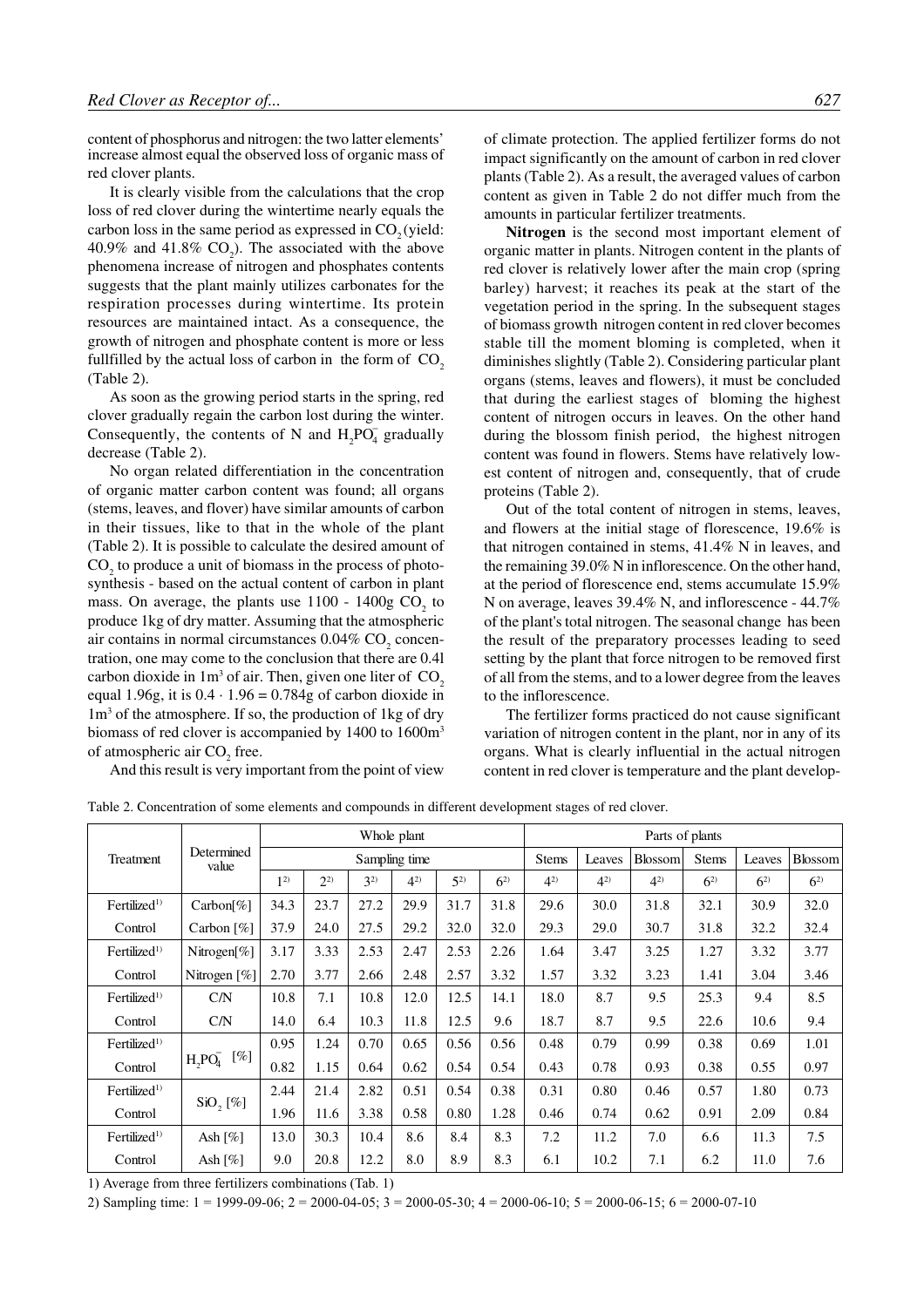content of phosphorus and nitrogen: the two latter elements' increase almost equal the observed loss of organic mass of red clover plants.

It is clearly visible from the calculations that the crop loss of red clover during the wintertime nearly equals the carbon loss in the same period as expressed in $CO_2$ (yield: 40.9% and 41.8% $CO_2$). The associated with the above phenomena increase of nitrogen and phosphates contents suggests that the plant mainly utilizes carbonates for the respiration processes during wintertime. Its protein resources are maintained intact. As a consequence, the growth of nitrogen and phosphate content is more or less fullfilled by the actual loss of carbon in the form of $CO_2$ (Table 2).

As soon as the growing period starts in the spring, red clover gradually regain the carbon lost during the winter. Consequently, the contents of N and $H_2PO_4^-$ gradually decrease (Table 2).

No organ related differentiation in the concentration of organic matter carbon content was found; all organs (stems, leaves, and flover) have similar amounts of carbon in their tissues, like to that in the whole of the plant (Table 2). It is possible to calculate the desired amount of $CO_2$ to produce a unit of biomass in the process of photosynthesis - based on the actual content of carbon in plant mass. On average, the plants use 1100 - 1400g $CO_2$ to produce 1kg of dry matter. Assuming that the atmospheric air contains in normal circumstances 0.04% $CO_2$ concentration, one may come to the conclusion that there are 0.4l carbon dioxide in 1m$^3$ of air. Then, given one liter of $CO_2$ equal 1.96g, it is $0.4 \cdot 1.96 = 0.784$g of carbon dioxide in 1m$^3$ of the atmosphere. If so, the production of 1kg of dry biomass of red clover is accompanied by 1400 to 1600m$^3$ of atmospheric air $CO_2$ free.

And this result is very important from the point of view of climate protection. The applied fertilizer forms do not impact significantly on the amount of carbon in red clover plants (Table 2). As a result, the averaged values of carbon content as given in Table 2 do not differ much from the amounts in particular fertilizer treatments.

**Nitrogen** is the second most important element of organic matter in plants. Nitrogen content in the plants of red clover is relatively lower after the main crop (spring barley) harvest; it reaches its peak at the start of the vegetation period in the spring. In the subsequent stages of biomass growth nitrogen content in red clover becomes stable till the moment bloming is completed, when it diminishes slightly (Table 2). Considering particular plant organs (stems, leaves and flowers), it must be concluded that during the earliest stages of blooming the highest content of nitrogen occurs in leaves. On the other hand during the blossom finish period, the highest nitrogen content was found in flowers. Stems have relatively lowest content of nitrogen and, consequently, that of crude proteins (Table 2).

Out of the total content of nitrogen in stems, leaves, and flowers at the initial stage of florescence, 19.6% is that nitrogen contained in stems, 41.4% N in leaves, and the remaining 39.0% N in inflorescence. On the other hand, at the period of florescence end, stems accumulate 15.9% N on average, leaves 39.4% N, and inflorescence - 44.7% of the plant's total nitrogen. The seasonal change has been the result of the preparatory processes leading to seed setting by the plant that force nitrogen to be removed first of all from the stems, and to a lower degree from the leaves to the inflorescence.

The fertilizer forms practiced do not cause significant variation of nitrogen content in the plant, nor in any of its organs. What is clearly influential in the actual nitrogen content in red clover is temperature and the plant develop-

Table 2. Concentration of some elements and compounds in different development stages of red clover.

| Treatment | Determined value | Whole plant | | | | | | Parts of plants | | | | | |
|---|---|---|---|---|---|---|---|---|---|---|---|---|---|
| | | Sampling time | | | | | | Stems | Leaves | Blossom | Stems | Leaves | Blossom |
| | | 1[2] | 2[2] | 3[2] | 4[2] | 5[2] | 6[2] | 4[2] | 4[2] | 4[2] | 6[2] | 6[2] | 6[2] |
| Fertilized[1] | Carbon[%] | 34.3 | 23.7 | 27.2 | 29.9 | 31.7 | 31.8 | 29.6 | 30.0 | 31.8 | 32.1 | 30.9 | 32.0 |
| Control | Carbon [%] | 37.9 | 24.0 | 27.5 | 29.2 | 32.0 | 32.0 | 29.3 | 29.0 | 30.7 | 31.8 | 32.2 | 32.4 |
| Fertilized[1] | Nitrogen[%] | 3.17 | 3.33 | 2.53 | 2.47 | 2.53 | 2.26 | 1.64 | 3.47 | 3.25 | 1.27 | 3.32 | 3.77 |
| Control | Nitrogen [%] | 2.70 | 3.77 | 2.66 | 2.48 | 2.57 | 3.32 | 1.57 | 3.32 | 3.23 | 1.41 | 3.04 | 3.46 |
| Fertilized[1] | C/N | 10.8 | 7.1 | 10.8 | 12.0 | 12.5 | 14.1 | 18.0 | 8.7 | 9.5 | 25.3 | 9.4 | 8.5 |
| Control | C/N | 14.0 | 6.4 | 10.3 | 11.8 | 12.5 | 9.6 | 18.7 | 8.7 | 9.5 | 22.6 | 10.6 | 9.4 |
| Fertilized[1] | $H_2PO_4^-$ [%] | 0.95 | 1.24 | 0.70 | 0.65 | 0.56 | 0.56 | 0.48 | 0.79 | 0.99 | 0.38 | 0.69 | 1.01 |
| Control | | 0.82 | 1.15 | 0.64 | 0.62 | 0.54 | 0.54 | 0.43 | 0.78 | 0.93 | 0.38 | 0.55 | 0.97 |
| Fertilized[1] | $SiO_2$ [%] | 2.44 | 21.4 | 2.82 | 0.51 | 0.54 | 0.38 | 0.31 | 0.80 | 0.46 | 0.57 | 1.80 | 0.73 |
| Control | | 1.96 | 11.6 | 3.38 | 0.58 | 0.80 | 1.28 | 0.46 | 0.74 | 0.62 | 0.91 | 2.09 | 0.84 |
| Fertilized[1] | Ash [%] | 13.0 | 30.3 | 10.4 | 8.6 | 8.4 | 8.3 | 7.2 | 11.2 | 7.0 | 6.6 | 11.3 | 7.5 |
| Control | Ash [%] | 9.0 | 20.8 | 12.2 | 8.0 | 8.9 | 8.3 | 6.1 | 10.2 | 7.1 | 6.2 | 11.0 | 7.6 |

1) Average from three fertilizers combinations (Tab. 1)

2) Sampling time: 1 = 1999-09-06; 2 = 2000-04-05; 3 = 2000-05-30; 4 = 2000-06-10; 5 = 2000-06-15; 6 = 2000-07-10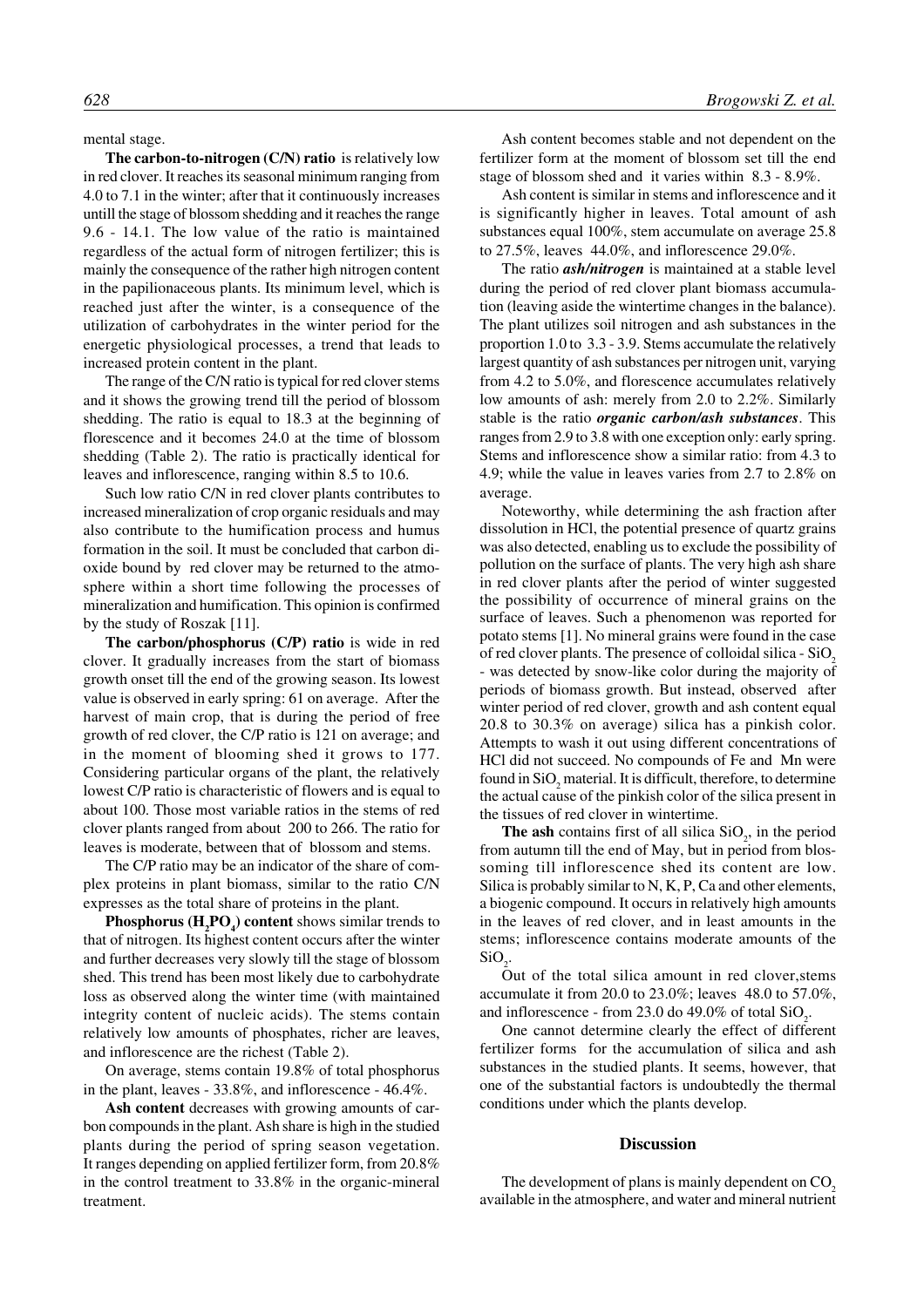mental stage.

**The carbon-to-nitrogen (C/N) ratio** is relatively low in red clover. It reaches its seasonal minimum ranging from 4.0 to 7.1 in the winter; after that it continuously increases untill the stage of blossom shedding and it reaches the range 9.6 - 14.1. The low value of the ratio is maintained regardless of the actual form of nitrogen fertilizer; this is mainly the consequence of the rather high nitrogen content in the papilionaceous plants. Its minimum level, which is reached just after the winter, is a consequence of the utilization of carbohydrates in the winter period for the energetic physiological processes, a trend that leads to increased protein content in the plant.

The range of the C/N ratio is typical for red clover stems and it shows the growing trend till the period of blossom shedding. The ratio is equal to 18.3 at the beginning of florescence and it becomes 24.0 at the time of blossom shedding (Table 2). The ratio is practically identical for leaves and inflorescence, ranging within 8.5 to 10.6.

Such low ratio C/N in red clover plants contributes to increased mineralization of crop organic residuals and may also contribute to the humification process and humus formation in the soil. It must be concluded that carbon dioxide bound by red clover may be returned to the atmosphere within a short time following the processes of mineralization and humification. This opinion is confirmed by the study of Roszak [11].

**The carbon/phosphorus (C/P) ratio** is wide in red clover. It gradually increases from the start of biomass growth onset till the end of the growing season. Its lowest value is observed in early spring: 61 on average. After the harvest of main crop, that is during the period of free growth of red clover, the C/P ratio is 121 on average; and in the moment of blooming shed it grows to 177. Considering particular organs of the plant, the relatively lowest C/P ratio is characteristic of flowers and is equal to about 100. Those most variable ratios in the stems of red clover plants ranged from about 200 to 266. The ratio for leaves is moderate, between that of blossom and stems.

The C/P ratio may be an indicator of the share of complex proteins in plant biomass, similar to the ratio C/N expresses as the total share of proteins in the plant.

**Phosphorus ($H_2PO_4$) content** shows similar trends to that of nitrogen. Its highest content occurs after the winter and further decreases very slowly till the stage of blossom shed. This trend has been most likely due to carbohydrate loss as observed along the winter time (with maintained integrity content of nucleic acids). The stems contain relatively low amounts of phosphates, richer are leaves, and inflorescence are the richest (Table 2).

On average, stems contain 19.8% of total phosphorus in the plant, leaves - 33.8%, and inflorescence - 46.4%.

**Ash content** decreases with growing amounts of carbon compounds in the plant. Ash share is high in the studied plants during the period of spring season vegetation. It ranges depending on applied fertilizer form, from 20.8% in the control treatment to 33.8% in the organic-mineral treatment.

Ash content becomes stable and not dependent on the fertilizer form at the moment of blossom set till the end stage of blossom shed and it varies within 8.3 - 8.9%.

Ash content is similar in stems and inflorescence and it is significantly higher in leaves. Total amount of ash substances equal 100%, stem accumulate on average 25.8 to 27.5%, leaves 44.0%, and inflorescence 29.0%.

The ratio ***ash/nitrogen*** is maintained at a stable level during the period of red clover plant biomass accumulation (leaving aside the wintertime changes in the balance). The plant utilizes soil nitrogen and ash substances in the proportion 1.0 to 3.3 - 3.9. Stems accumulate the relatively largest quantity of ash substances per nitrogen unit, varying from 4.2 to 5.0%, and florescence accumulates relatively low amounts of ash: merely from 2.0 to 2.2%. Similarly stable is the ratio ***organic carbon/ash substances***. This ranges from 2.9 to 3.8 with one exception only: early spring. Stems and inflorescence show a similar ratio: from 4.3 to 4.9; while the value in leaves varies from 2.7 to 2.8% on average.

Noteworthy, while determining the ash fraction after dissolution in HCl, the potential presence of quartz grains was also detected, enabling us to exclude the possibility of pollution on the surface of plants. The very high ash share in red clover plants after the period of winter suggested the possibility of occurrence of mineral grains on the surface of leaves. Such a phenomenon was reported for potato stems [1]. No mineral grains were found in the case of red clover plants. The presence of colloidal silica - $SiO_2$ - was detected by snow-like color during the majority of periods of biomass growth. But instead, observed after winter period of red clover, growth and ash content equal 20.8 to 30.3% on average) silica has a pinkish color. Attempts to wash it out using different concentrations of HCl did not succeed. No compounds of Fe and Mn were found in $SiO_2$ material. It is difficult, therefore, to determine the actual cause of the pinkish color of the silica present in the tissues of red clover in wintertime.

**The ash** contains first of all silica $SiO_2$, in the period from autumn till the end of May, but in period from blossoming till inflorescence shed its content are low. Silica is probably similar to N, K, P, Ca and other elements, a biogenic compound. It occurs in relatively high amounts in the leaves of red clover, and in least amounts in the stems; inflorescence contains moderate amounts of the $SiO_2$.

Out of the total silica amount in red clover,stems accumulate it from 20.0 to 23.0%; leaves 48.0 to 57.0%, and inflorescence - from 23.0 do 49.0% of total $SiO_2$.

One cannot determine clearly the effect of different fertilizer forms for the accumulation of silica and ash substances in the studied plants. It seems, however, that one of the substantial factors is undoubtedly the thermal conditions under which the plants develop.

## Discussion

The development of plans is mainly dependent on $CO_2$ available in the atmosphere, and water and mineral nutrient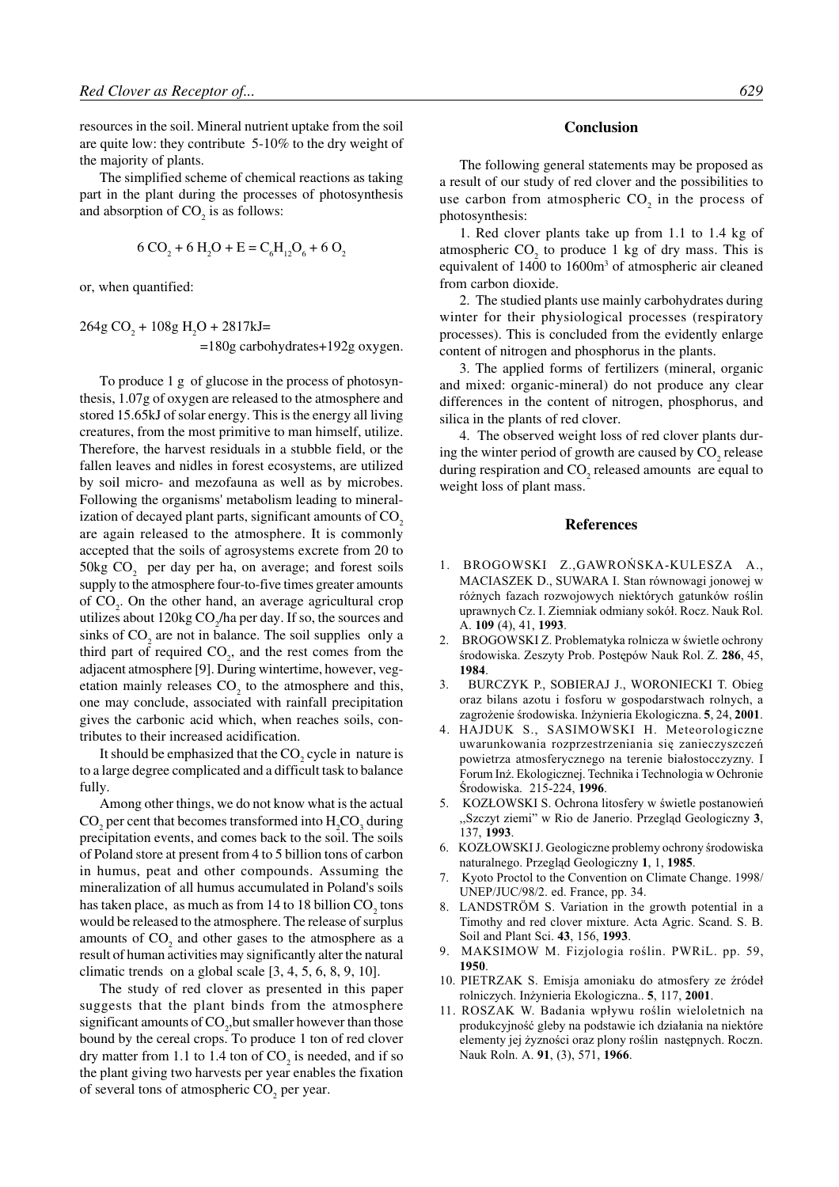resources in the soil. Mineral nutrient uptake from the soil are quite low: they contribute 5-10% to the dry weight of the majority of plants.

The simplified scheme of chemical reactions as taking part in the plant during the processes of photosynthesis and absorption of $CO_2$ is as follows:

$$6\ CO_2 + 6\ H_2O + E = C_6H_{12}O_6 + 6\ O_2$$

or, when quantified:

$$264g\ CO_2 + 108g\ H_2O + 2817kJ = 180g\ \text{carbohydrates} + 192g\ \text{oxygen}.$$

To produce 1 g of glucose in the process of photosynthesis, 1.07g of oxygen are released to the atmosphere and stored 15.65kJ of solar energy. This is the energy all living creatures, from the most primitive to man himself, utilize. Therefore, the harvest residuals in a stubble field, or the fallen leaves and nidles in forest ecosystems, are utilized by soil micro- and mezofauna as well as by microbes. Following the organisms' metabolism leading to mineralization of decayed plant parts, significant amounts of $CO_2$ are again released to the atmosphere. It is commonly accepted that the soils of agrosystems excrete from 20 to 50kg $CO_2$ per day per ha, on average; and forest soils supply to the atmosphere four-to-five times greater amounts of $CO_2$. On the other hand, an average agricultural crop utilizes about 120kg $CO_2$/ha per day. If so, the sources and sinks of $CO_2$ are not in balance. The soil supplies only a third part of required $CO_2$, and the rest comes from the adjacent atmosphere [9]. During wintertime, however, vegetation mainly releases $CO_2$ to the atmosphere and this, one may conclude, associated with rainfall precipitation gives the carbonic acid which, when reaches soils, contributes to their increased acidification.

It should be emphasized that the $CO_2$ cycle in nature is to a large degree complicated and a difficult task to balance fully.

Among other things, we do not know what is the actual $CO_2$ per cent that becomes transformed into $H_2CO_3$ during precipitation events, and comes back to the soil. The soils of Poland store at present from 4 to 5 billion tons of carbon in humus, peat and other compounds. Assuming the mineralization of all humus accumulated in Poland's soils has taken place, as much as from 14 to 18 billion $CO_2$ tons would be released to the atmosphere. The release of surplus amounts of $CO_2$ and other gases to the atmosphere as a result of human activities may significantly alter the natural climatic trends on a global scale [3, 4, 5, 6, 8, 9, 10].

The study of red clover as presented in this paper suggests that the plant binds from the atmosphere significant amounts of $CO_2$,but smaller however than those bound by the cereal crops. To produce 1 ton of red clover dry matter from 1.1 to 1.4 ton of $CO_2$ is needed, and if so the plant giving two harvests per year enables the fixation of several tons of atmospheric $CO_2$ per year.

## Conclusion

The following general statements may be proposed as a result of our study of red clover and the possibilities to use carbon from atmospheric $CO_2$ in the process of photosynthesis:

1. Red clover plants take up from 1.1 to 1.4 kg of atmospheric $CO_2$ to produce 1 kg of dry mass. This is equivalent of 1400 to 1600m$^3$ of atmospheric air cleaned from carbon dioxide.
2. The studied plants use mainly carbohydrates during winter for their physiological processes (respiratory processes). This is concluded from the evidently enlarge content of nitrogen and phosphorus in the plants.
3. The applied forms of fertilizers (mineral, organic and mixed: organic-mineral) do not produce any clear differences in the content of nitrogen, phosphorus, and silica in the plants of red clover.
4. The observed weight loss of red clover plants during the winter period of growth are caused by $CO_2$ release during respiration and $CO_2$ released amounts are equal to weight loss of plant mass.

## References

1. BROGOWSKI Z.,GAWROŃSKA-KULESZA A., MACIASZEK D., SUWARA I. Stan równowagi jonowej w różnych fazach rozwojowych niektórych gatunków roślin uprawnych Cz. I. Ziemniak odmiany sokół. Rocz. Nauk Rol. A. **109** (4), 41, **1993**.
2. BROGOWSKI Z. Problematyka rolnicza w świetle ochrony środowiska. Zeszyty Prob. Postępów Nauk Rol. Z. **286**, 45, **1984**.
3. BURCZYK P., SOBIERAJ J., WORONIECKI T. Obieg oraz bilans azotu i fosforu w gospodarstwach rolnych, a zagrożenie środowiska. Inżynieria Ekologiczna. **5**, 24, **2001**.
4. HAJDUK S., SASIMOWSKI H. Meteorologiczne uwarunkowania rozprzestrzeniania się zanieczyszczeń powietrza atmosferycznego na terenie białostocczyzny. I Forum Inż. Ekologicznej. Technika i Technologia w Ochronie Środowiska. 215-224, **1996**.
5. KOZŁOWSKI S. Ochrona litosfery w świetle postanowień „Szczyt ziemi" w Rio de Janerio. Przegląd Geologiczny **3**, 137, **1993**.
6. KOZŁOWSKI J. Geologiczne problemy ochrony środowiska naturalnego. Przegląd Geologiczny **1**, 1, **1985**.
7. Kyoto Proctol to the Convention on Climate Change. 1998/ UNEP/JUC/98/2. ed. France, pp. 34.
8. LANDSTRÖM S. Variation in the growth potential in a Timothy and red clover mixture. Acta Agric. Scand. S. B. Soil and Plant Sci. **43**, 156, **1993**.
9. MAKSIMOW M. Fizjologia roślin. PWRiL. pp. 59, **1950**.
10. PIETRZAK S. Emisja amoniaku do atmosfery ze źródeł rolniczych. Inżynieria Ekologiczna.. **5**, 117, **2001**.
11. ROSZAK W. Badania wpływu roślin wieloletnich na produkcyjność gleby na podstawie ich działania na niektóre elementy jej żyzności oraz plony roślin następnych. Roczn. Nauk Roln. A. **91**, (3), 571, **1966**.